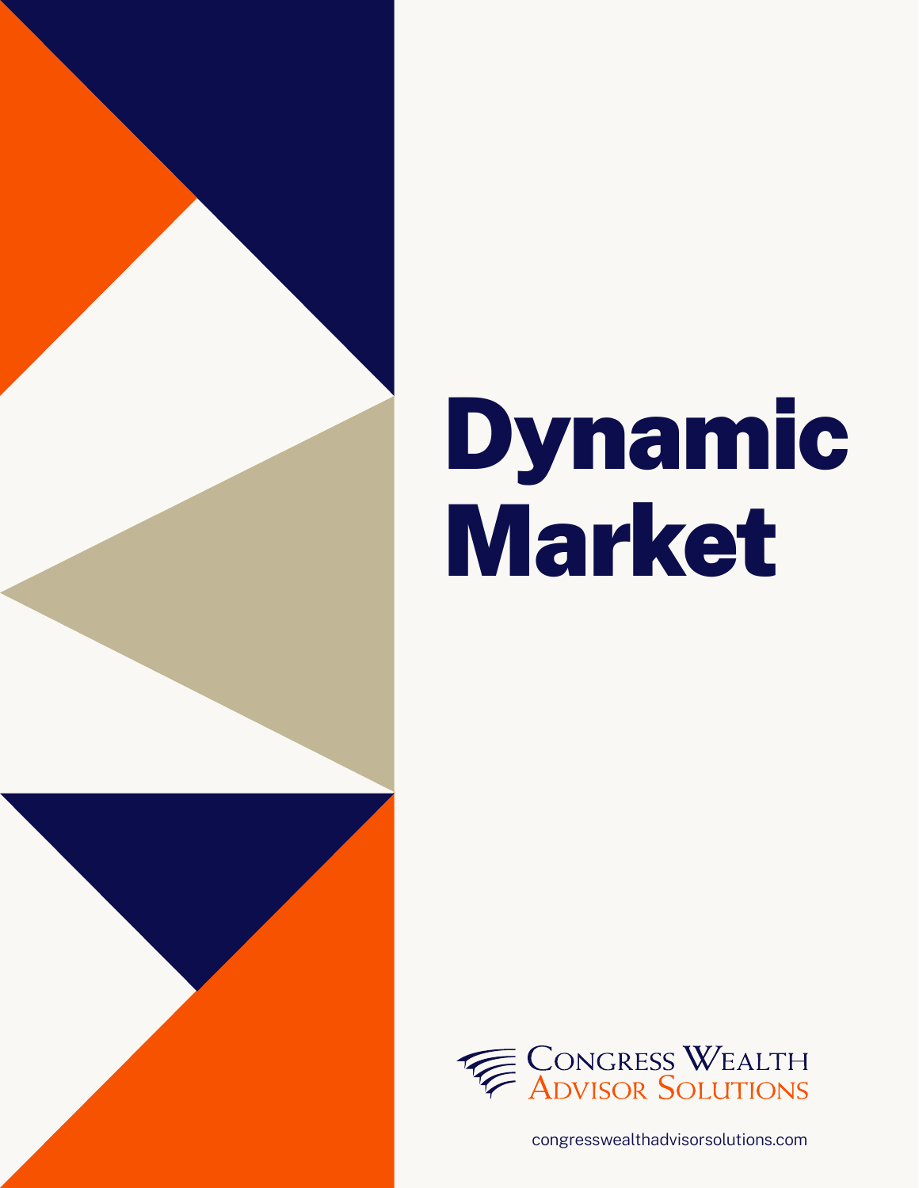# Dynamic Market

Congress Wealth Advisor Solutions

congresswealthadvisorsolutions.com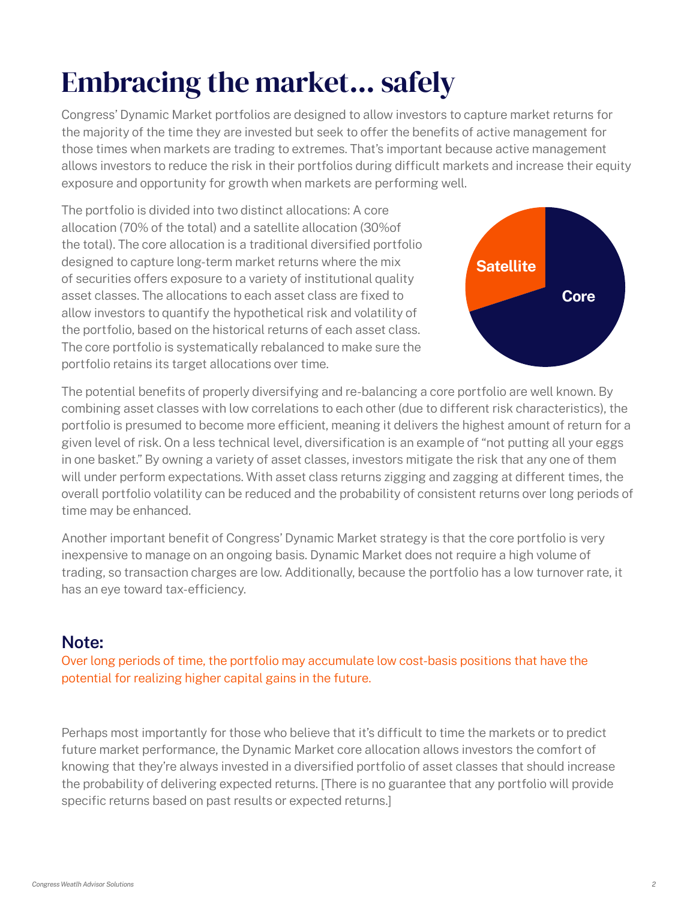# Embracing the market… safely

Congress' Dynamic Market portfolios are designed to allow investors to capture market returns for the majority of the time they are invested but seek to offer the benefits of active management for those times when markets are trading to extremes. That's important because active management allows investors to reduce the risk in their portfolios during difficult markets and increase their equity exposure and opportunity for growth when markets are performing well.

The portfolio is divided into two distinct allocations: A core allocation (70% of the total) and a satellite allocation (30%of the total). The core allocation is a traditional diversified portfolio designed to capture long-term market returns where the mix of securities offers exposure to a variety of institutional quality asset classes. The allocations to each asset class are fixed to allow investors to quantify the hypothetical risk and volatility of the portfolio, based on the historical returns of each asset class. The core portfolio is systematically rebalanced to make sure the portfolio retains its target allocations over time.

The potential benefits of properly diversifying and re-balancing a core portfolio are well known. By combining asset classes with low correlations to each other (due to different risk characteristics), the portfolio is presumed to become more efficient, meaning it delivers the highest amount of return for a given level of risk. On a less technical level, diversification is an example of "not putting all your eggs in one basket." By owning a variety of asset classes, investors mitigate the risk that any one of them will under perform expectations. With asset class returns zigging and zagging at different times, the overall portfolio volatility can be reduced and the probability of consistent returns over long periods of time may be enhanced.

Another important benefit of Congress' Dynamic Market strategy is that the core portfolio is very inexpensive to manage on an ongoing basis. Dynamic Market does not require a high volume of trading, so transaction charges are low. Additionally, because the portfolio has a low turnover rate, it has an eye toward tax-efficiency.

## Note:

Over long periods of time, the portfolio may accumulate low cost-basis positions that have the potential for realizing higher capital gains in the future.

Perhaps most importantly for those who believe that it's difficult to time the markets or to predict future market performance, the Dynamic Market core allocation allows investors the comfort of knowing that they're always invested in a diversified portfolio of asset classes that should increase the probability of delivering expected returns. [There is no guarantee that any portfolio will provide specific returns based on past results or expected returns.]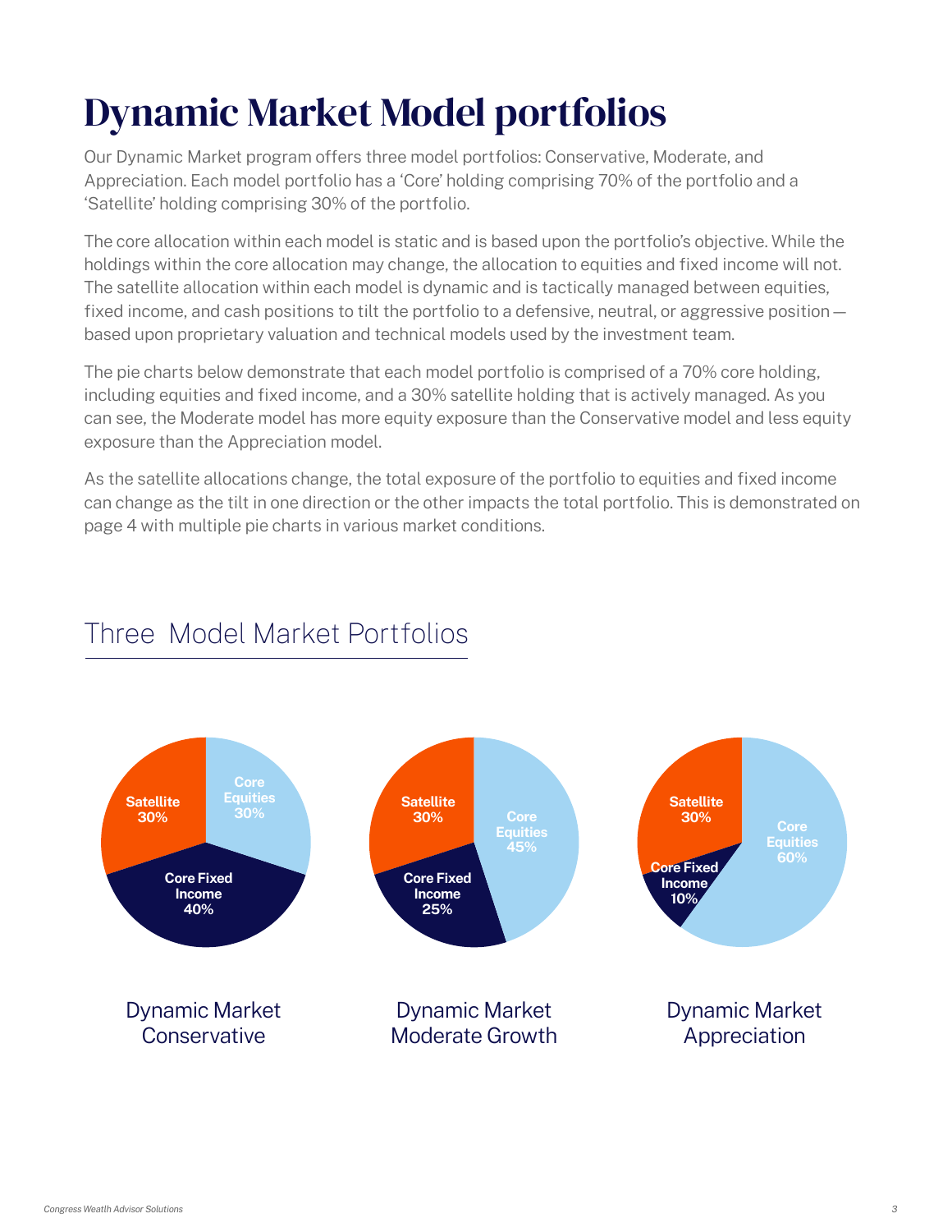# Dynamic Market Model portfolios

Our Dynamic Market program offers three model portfolios: Conservative, Moderate, and Appreciation. Each model portfolio has a 'Core' holding comprising 70% of the portfolio and a 'Satellite' holding comprising 30% of the portfolio.

The core allocation within each model is static and is based upon the portfolio's objective. While the holdings within the core allocation may change, the allocation to equities and fixed income will not. The satellite allocation within each model is dynamic and is tactically managed between equities, fixed income, and cash positions to tilt the portfolio to a defensive, neutral, or aggressive position — based upon proprietary valuation and technical models used by the investment team.

The pie charts below demonstrate that each model portfolio is comprised of a 70% core holding, including equities and fixed income, and a 30% satellite holding that is actively managed. As you can see, the Moderate model has more equity exposure than the Conservative model and less equity exposure than the Appreciation model.

As the satellite allocations change, the total exposure of the portfolio to equities and fixed income can change as the tilt in one direction or the other impacts the total portfolio. This is demonstrated on page 4 with multiple pie charts in various market conditions.

## Three Model Market Portfolios

| | Dynamic Market Conservative | Dynamic Market Moderate Growth | Dynamic Market Appreciation |
|---|---|---|---|
| Satellite | 30% | 30% | 30% |
| Core Equities | 30% | 45% | 60% |
| Core Fixed Income | 40% | 25% | 10% |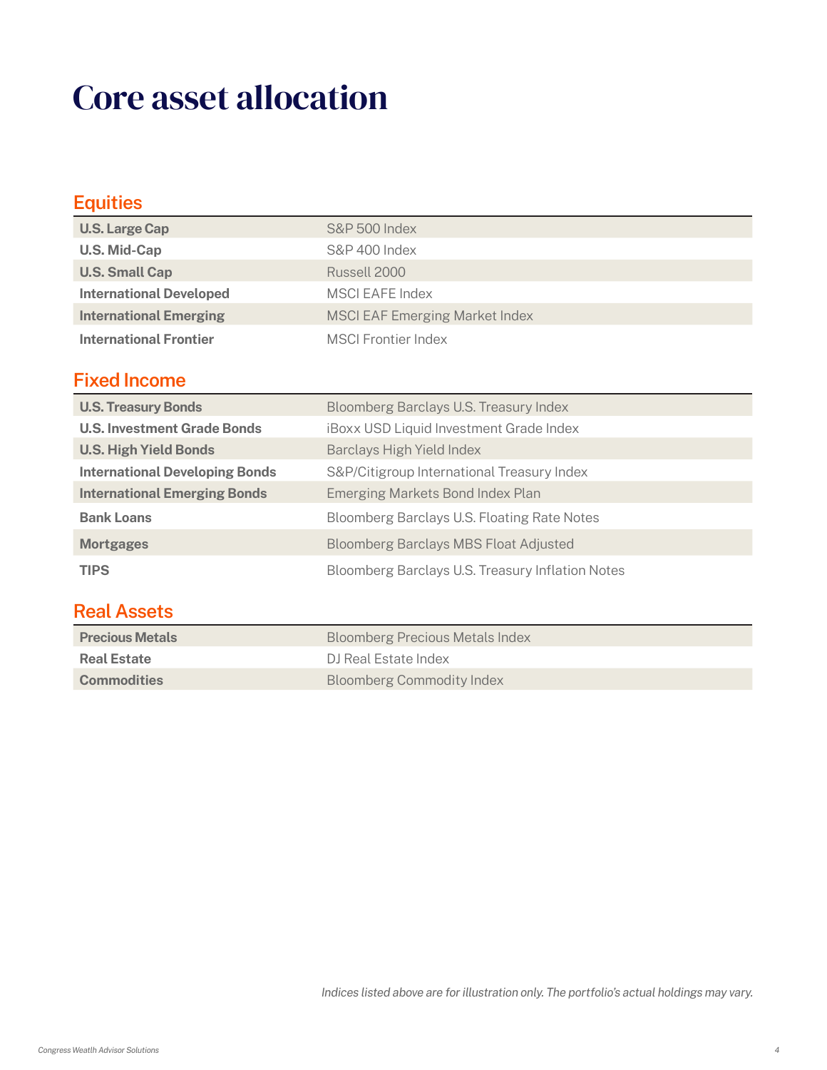# Core asset allocation

## Equities

| | |
|---|---|
| **U.S. Large Cap** | S&P 500 Index |
| **U.S. Mid-Cap** | S&P 400 Index |
| **U.S. Small Cap** | Russell 2000 |
| **International Developed** | MSCI EAFE Index |
| **International Emerging** | MSCI EAF Emerging Market Index |
| **International Frontier** | MSCI Frontier Index |

## Fixed Income

| | |
|---|---|
| **U.S. Treasury Bonds** | Bloomberg Barclays U.S. Treasury Index |
| **U.S. Investment Grade Bonds** | iBoxx USD Liquid Investment Grade Index |
| **U.S. High Yield Bonds** | Barclays High Yield Index |
| **International Developing Bonds** | S&P/Citigroup International Treasury Index |
| **International Emerging Bonds** | Emerging Markets Bond Index Plan |
| **Bank Loans** | Bloomberg Barclays U.S. Floating Rate Notes |
| **Mortgages** | Bloomberg Barclays MBS Float Adjusted |
| **TIPS** | Bloomberg Barclays U.S. Treasury Inflation Notes |

## Real Assets

| | |
|---|---|
| **Precious Metals** | Bloomberg Precious Metals Index |
| **Real Estate** | DJ Real Estate Index |
| **Commodities** | Bloomberg Commodity Index |

*Indices listed above are for illustration only. The portfolio's actual holdings may vary.*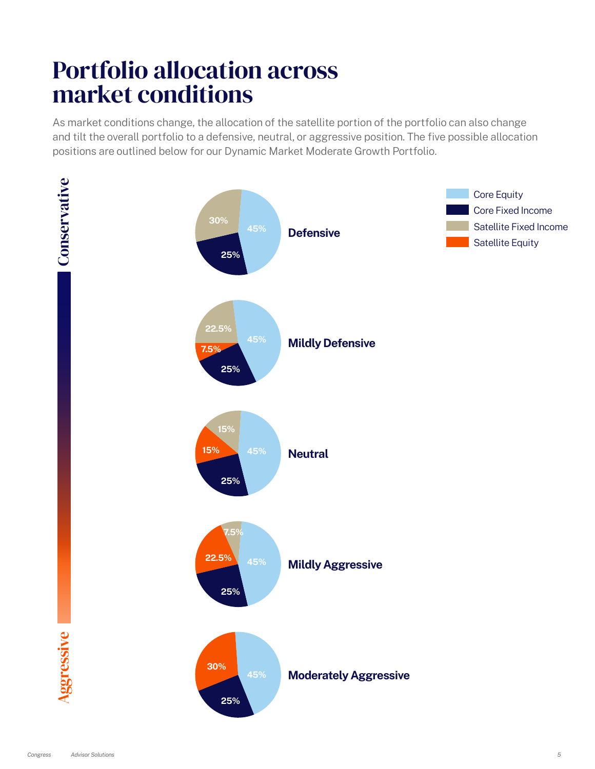# Portfolio allocation across market conditions

As market conditions change, the allocation of the satellite portion of the portfolio can also change and tilt the overall portfolio to a defensive, neutral, or aggressive position. The five possible allocation positions are outlined below for our Dynamic Market Moderate Growth Portfolio.

Conservative

Aggressive

| Position | Core Equity | Core Fixed Income | Satellite Fixed Income | Satellite Equity |
| --- | --- | --- | --- | --- |
| Defensive | 45% | 25% | 30% | |
| Mildly Defensive | 45% | 25% | 22.5% | 7.5% |
| Neutral | 45% | 25% | 15% | 15% |
| Mildly Aggressive | 45% | 25% | 7.5% | 22.5% |
| Moderately Aggressive | 45% | 25% | | 30% |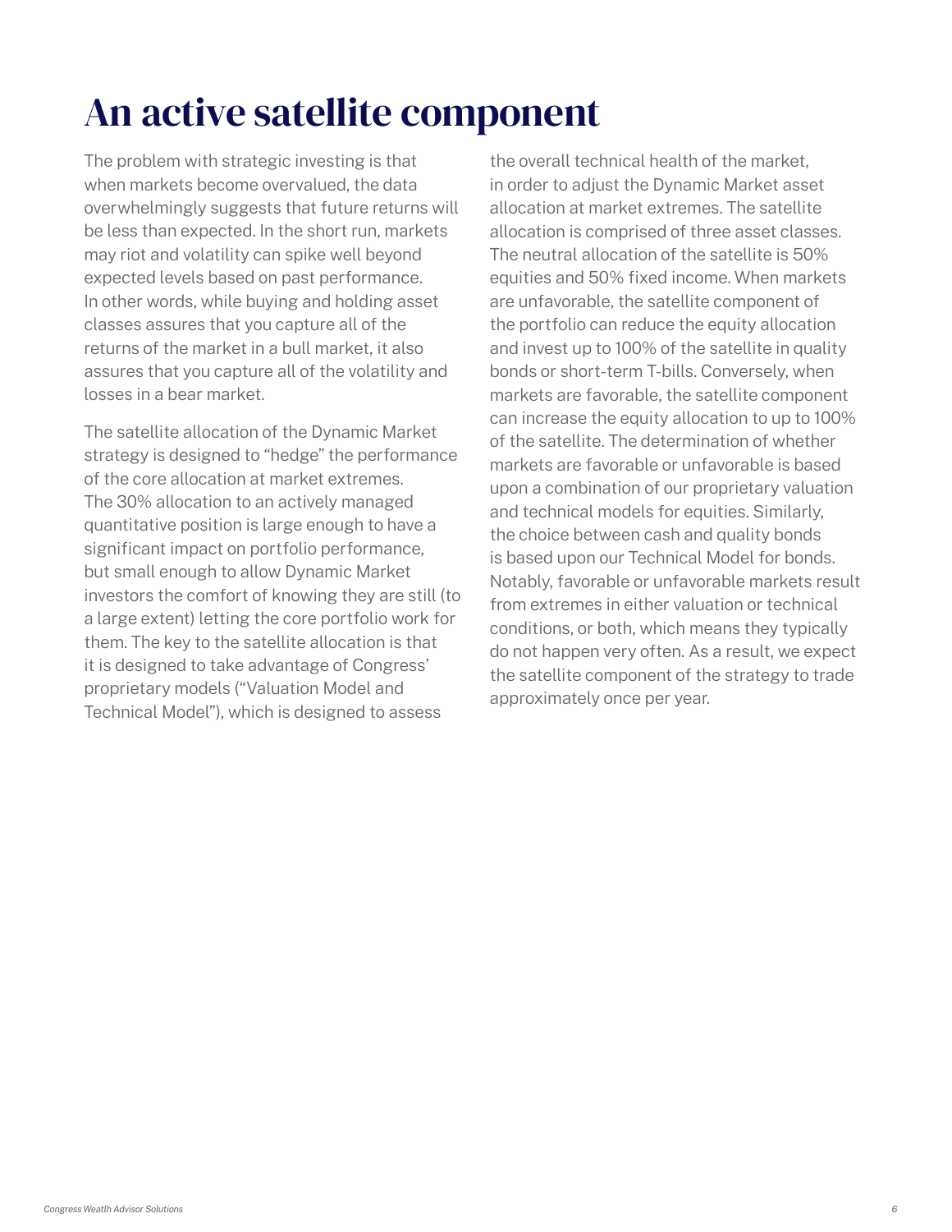# An active satellite component

The problem with strategic investing is that when markets become overvalued, the data overwhelmingly suggests that future returns will be less than expected. In the short run, markets may riot and volatility can spike well beyond expected levels based on past performance. In other words, while buying and holding asset classes assures that you capture all of the returns of the market in a bull market, it also assures that you capture all of the volatility and losses in a bear market.

The satellite allocation of the Dynamic Market strategy is designed to "hedge" the performance of the core allocation at market extremes. The 30% allocation to an actively managed quantitative position is large enough to have a significant impact on portfolio performance, but small enough to allow Dynamic Market investors the comfort of knowing they are still (to a large extent) letting the core portfolio work for them. The key to the satellite allocation is that it is designed to take advantage of Congress' proprietary models ("Valuation Model and Technical Model"), which is designed to assess the overall technical health of the market, in order to adjust the Dynamic Market asset allocation at market extremes. The satellite allocation is comprised of three asset classes. The neutral allocation of the satellite is 50% equities and 50% fixed income. When markets are unfavorable, the satellite component of the portfolio can reduce the equity allocation and invest up to 100% of the satellite in quality bonds or short-term T-bills. Conversely, when markets are favorable, the satellite component can increase the equity allocation to up to 100% of the satellite. The determination of whether markets are favorable or unfavorable is based upon a combination of our proprietary valuation and technical models for equities. Similarly, the choice between cash and quality bonds is based upon our Technical Model for bonds. Notably, favorable or unfavorable markets result from extremes in either valuation or technical conditions, or both, which means they typically do not happen very often. As a result, we expect the satellite component of the strategy to trade approximately once per year.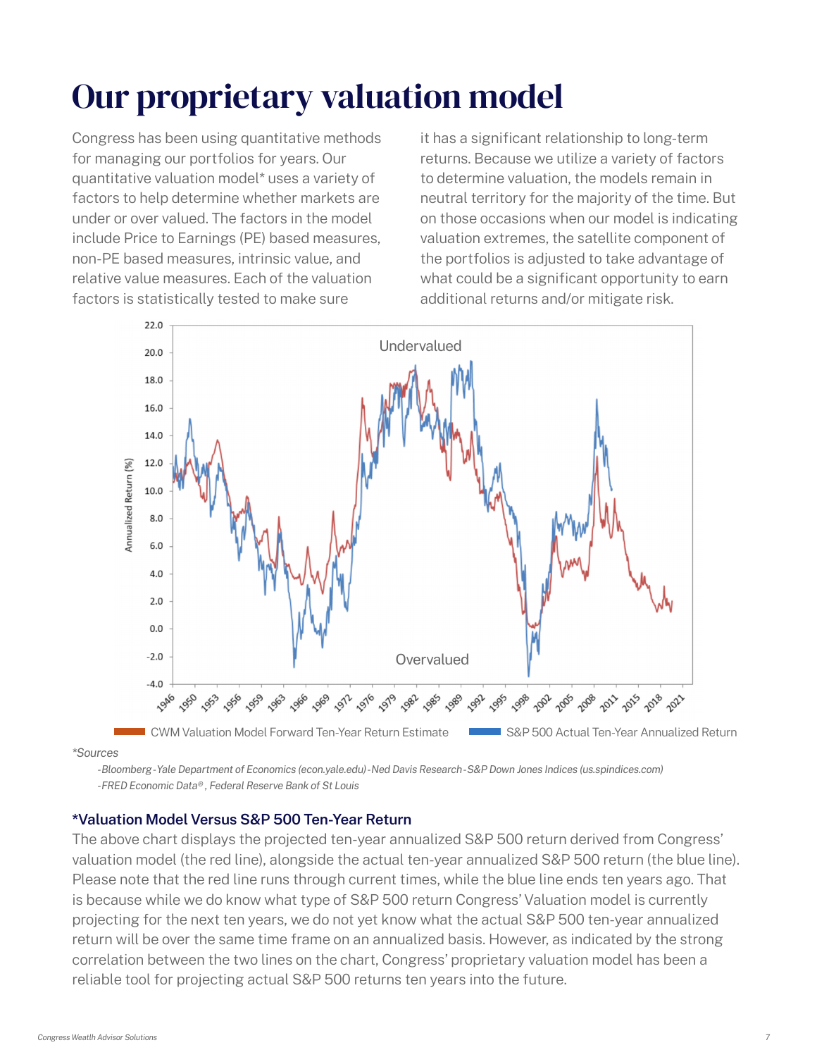# Our proprietary valuation model

Congress has been using quantitative methods for managing our portfolios for years. Our quantitative valuation model* uses a variety of factors to help determine whether markets are under or over valued. The factors in the model include Price to Earnings (PE) based measures, non-PE based measures, intrinsic value, and relative value measures. Each of the valuation factors is statistically tested to make sure it has a significant relationship to long-term returns. Because we utilize a variety of factors to determine valuation, the models remain in neutral territory for the majority of the time. But on those occasions when our model is indicating valuation extremes, the satellite component of the portfolios is adjusted to take advantage of what could be a significant opportunity to earn additional returns and/or mitigate risk.

*\*Sources*

*-Bloomberg -Yale Department of Economics (econ.yale.edu) -Ned Davis Research -S&P Down Jones Indices (us.spindices.com)*
*-FRED Economic Data®, Federal Reserve Bank of St Louis*

### *Valuation Model Versus S&P 500 Ten-Year Return

The above chart displays the projected ten-year annualized S&P 500 return derived from Congress' valuation model (the red line), alongside the actual ten-year annualized S&P 500 return (the blue line). Please note that the red line runs through current times, while the blue line ends ten years ago. That is because while we do know what type of S&P 500 return Congress' Valuation model is currently projecting for the next ten years, we do not yet know what the actual S&P 500 ten-year annualized return will be over the same time frame on an annualized basis. However, as indicated by the strong correlation between the two lines on the chart, Congress' proprietary valuation model has been a reliable tool for projecting actual S&P 500 returns ten years into the future.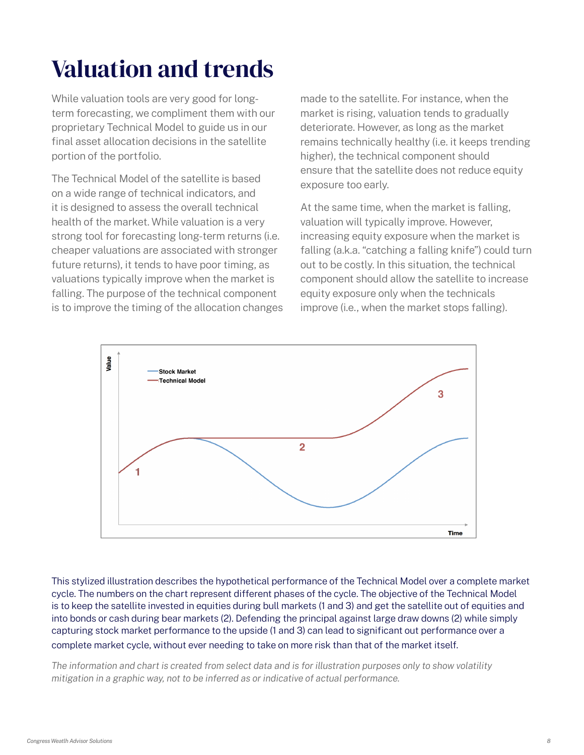# Valuation and trends

While valuation tools are very good for long-term forecasting, we compliment them with our proprietary Technical Model to guide us in our final asset allocation decisions in the satellite portion of the portfolio.

The Technical Model of the satellite is based on a wide range of technical indicators, and it is designed to assess the overall technical health of the market. While valuation is a very strong tool for forecasting long-term returns (i.e. cheaper valuations are associated with stronger future returns), it tends to have poor timing, as valuations typically improve when the market is falling. The purpose of the technical component is to improve the timing of the allocation changes made to the satellite. For instance, when the market is rising, valuation tends to gradually deteriorate. However, as long as the market remains technically healthy (i.e. it keeps trending higher), the technical component should ensure that the satellite does not reduce equity exposure too early.

At the same time, when the market is falling, valuation will typically improve. However, increasing equity exposure when the market is falling (a.k.a. "catching a falling knife") could turn out to be costly. In this situation, the technical component should allow the satellite to increase equity exposure only when the technicals improve (i.e., when the market stops falling).

This stylized illustration describes the hypothetical performance of the Technical Model over a complete market cycle. The numbers on the chart represent different phases of the cycle. The objective of the Technical Model is to keep the satellite invested in equities during bull markets (1 and 3) and get the satellite out of equities and into bonds or cash during bear markets (2). Defending the principal against large draw downs (2) while simply capturing stock market performance to the upside (1 and 3) can lead to significant out performance over a complete market cycle, without ever needing to take on more risk than that of the market itself.

*The information and chart is created from select data and is for illustration purposes only to show volatility mitigation in a graphic way, not to be inferred as or indicative of actual performance.*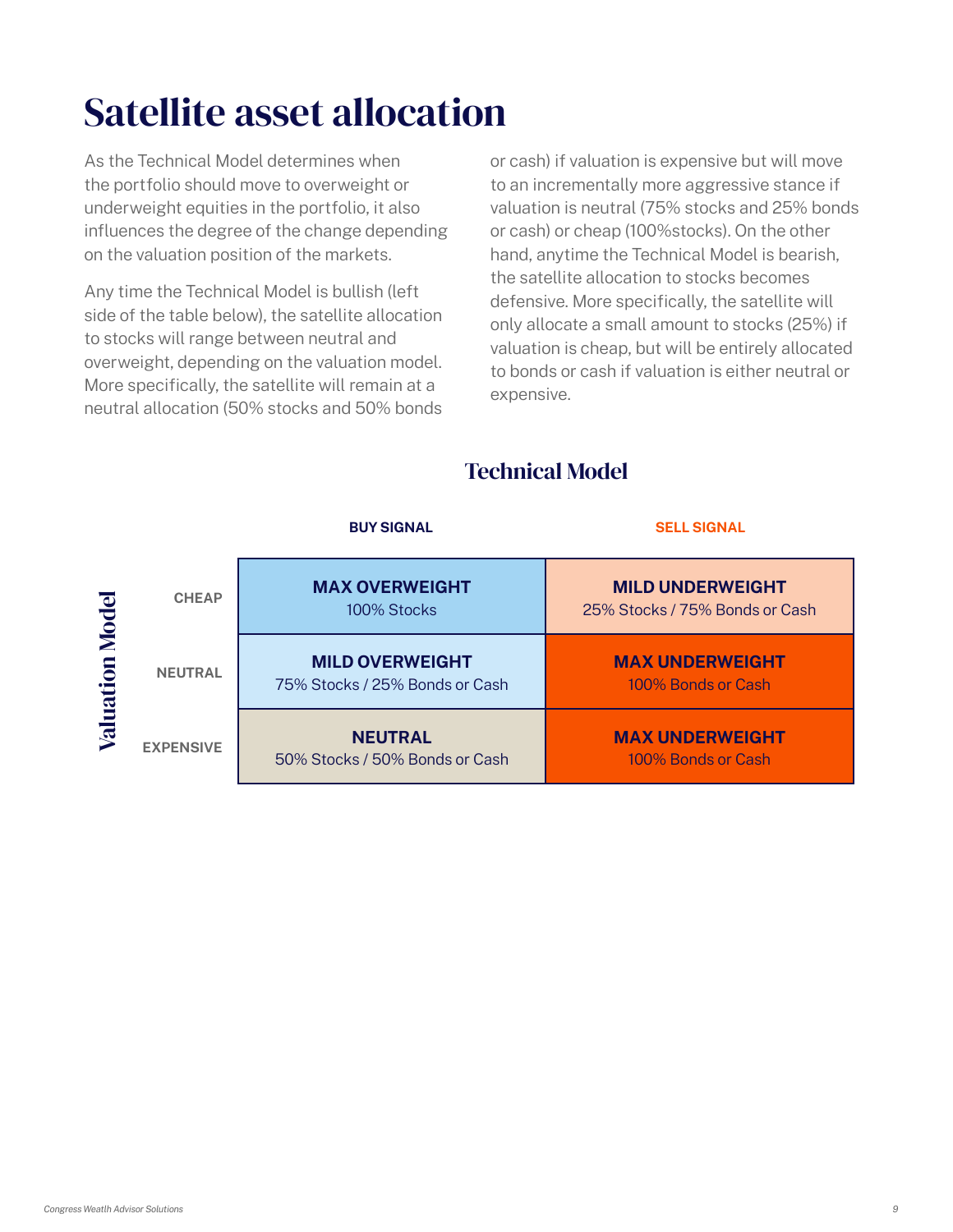# Satellite asset allocation

As the Technical Model determines when the portfolio should move to overweight or underweight equities in the portfolio, it also influences the degree of the change depending on the valuation position of the markets.

Any time the Technical Model is bullish (left side of the table below), the satellite allocation to stocks will range between neutral and overweight, depending on the valuation model. More specifically, the satellite will remain at a neutral allocation (50% stocks and 50% bonds or cash) if valuation is expensive but will move to an incrementally more aggressive stance if valuation is neutral (75% stocks and 25% bonds or cash) or cheap (100%stocks). On the other hand, anytime the Technical Model is bearish, the satellite allocation to stocks becomes defensive. More specifically, the satellite will only allocate a small amount to stocks (25%) if valuation is cheap, but will be entirely allocated to bonds or cash if valuation is either neutral or expensive.

## Technical Model

| Valuation Model | BUY SIGNAL | SELL SIGNAL |
|---|---|---|
| CHEAP | **MAX OVERWEIGHT**<br>100% Stocks | **MILD UNDERWEIGHT**<br>25% Stocks / 75% Bonds or Cash |
| NEUTRAL | **MILD OVERWEIGHT**<br>75% Stocks / 25% Bonds or Cash | **MAX UNDERWEIGHT**<br>100% Bonds or Cash |
| EXPENSIVE | **NEUTRAL**<br>50% Stocks / 50% Bonds or Cash | **MAX UNDERWEIGHT**<br>100% Bonds or Cash |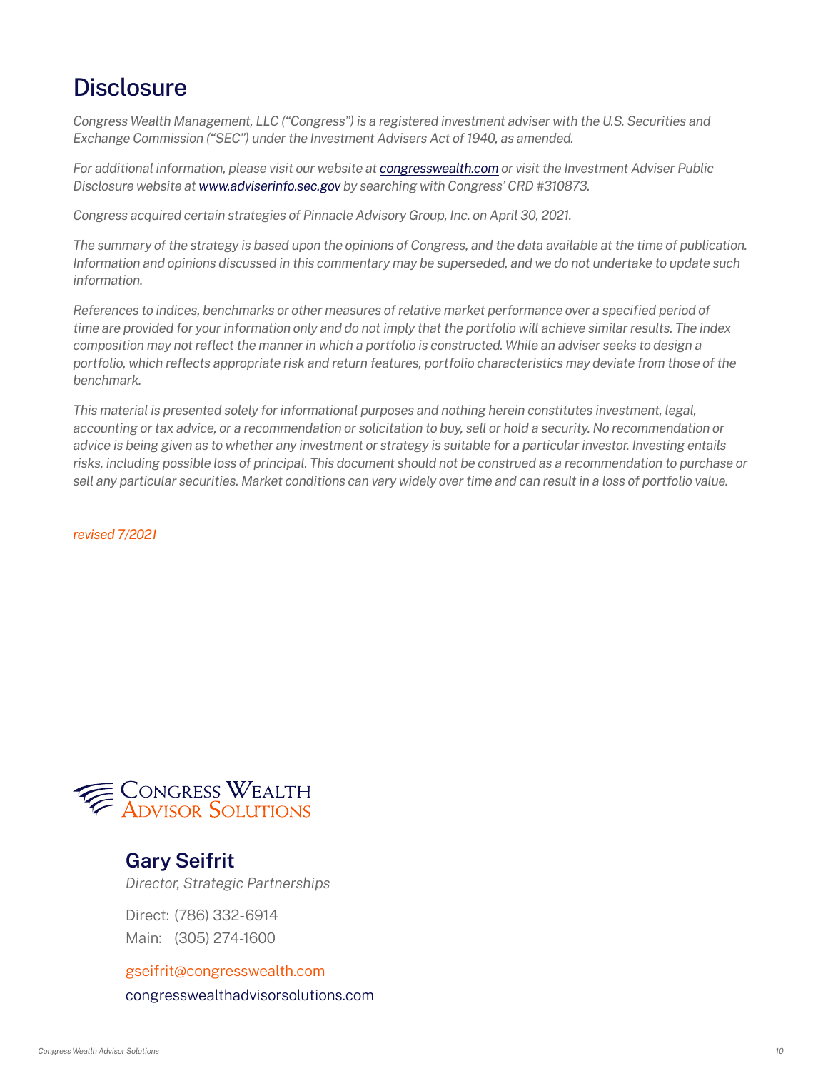# Disclosure

*Congress Wealth Management, LLC ("Congress") is a registered investment adviser with the U.S. Securities and Exchange Commission ("SEC") under the Investment Advisers Act of 1940, as amended.*

*For additional information, please visit our website at [congresswealth.com](congresswealth.com) or visit the Investment Adviser Public Disclosure website at [www.adviserinfo.sec.gov](www.adviserinfo.sec.gov) by searching with Congress' CRD #310873.*

*Congress acquired certain strategies of Pinnacle Advisory Group, Inc. on April 30, 2021.*

*The summary of the strategy is based upon the opinions of Congress, and the data available at the time of publication. Information and opinions discussed in this commentary may be superseded, and we do not undertake to update such information.*

*References to indices, benchmarks or other measures of relative market performance over a specified period of time are provided for your information only and do not imply that the portfolio will achieve similar results. The index composition may not reflect the manner in which a portfolio is constructed. While an adviser seeks to design a portfolio, which reflects appropriate risk and return features, portfolio characteristics may deviate from those of the benchmark.*

*This material is presented solely for informational purposes and nothing herein constitutes investment, legal, accounting or tax advice, or a recommendation or solicitation to buy, sell or hold a security. No recommendation or advice is being given as to whether any investment or strategy is suitable for a particular investor. Investing entails risks, including possible loss of principal. This document should not be construed as a recommendation to purchase or sell any particular securities. Market conditions can vary widely over time and can result in a loss of portfolio value.*

*revised 7/2021*

CONGRESS WEALTH
ADVISOR SOLUTIONS

## Gary Seifrit

*Director, Strategic Partnerships*

Direct: (786) 332-6914
Main: (305) 274-1600

gseifrit@congresswealth.com
congresswealthadvisorsolutions.com